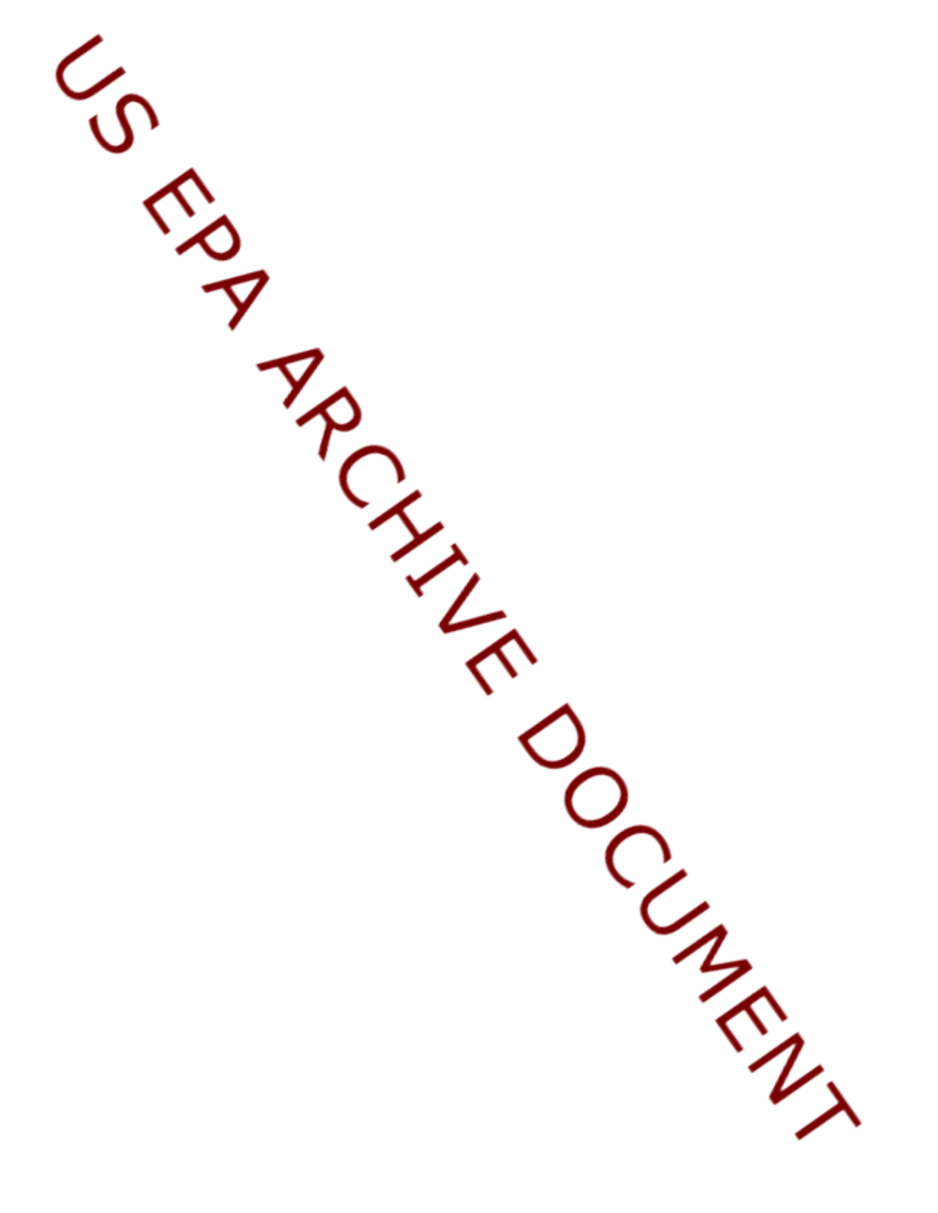US EPA ARCHIVE DOCUMENT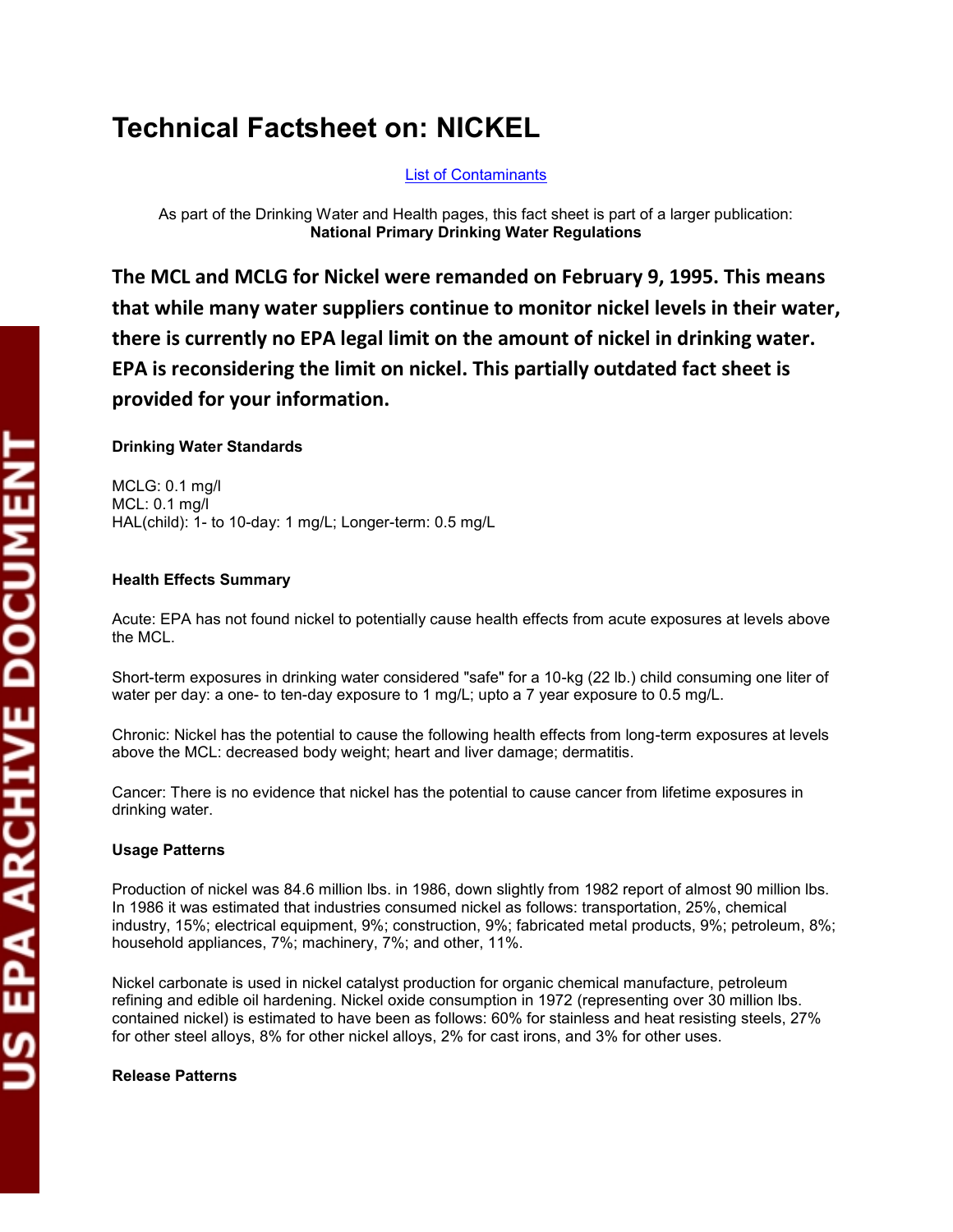# Technical Factsheet on: NICKEL

[List of Contaminants]

As part of the Drinking Water and Health pages, this fact sheet is part of a larger publication:
**National Primary Drinking Water Regulations**

**The MCL and MCLG for Nickel were remanded on February 9, 1995. This means that while many water suppliers continue to monitor nickel levels in their water, there is currently no EPA legal limit on the amount of nickel in drinking water. EPA is reconsidering the limit on nickel. This partially outdated fact sheet is provided for your information.**

#### Drinking Water Standards

MCLG: 0.1 mg/l
MCL: 0.1 mg/l
HAL(child): 1- to 10-day: 1 mg/L; Longer-term: 0.5 mg/L

#### Health Effects Summary

Acute: EPA has not found nickel to potentially cause health effects from acute exposures at levels above the MCL.

Short-term exposures in drinking water considered "safe" for a 10-kg (22 lb.) child consuming one liter of water per day: a one- to ten-day exposure to 1 mg/L; upto a 7 year exposure to 0.5 mg/L.

Chronic: Nickel has the potential to cause the following health effects from long-term exposures at levels above the MCL: decreased body weight; heart and liver damage; dermatitis.

Cancer: There is no evidence that nickel has the potential to cause cancer from lifetime exposures in drinking water.

#### Usage Patterns

Production of nickel was 84.6 million lbs. in 1986, down slightly from 1982 report of almost 90 million lbs. In 1986 it was estimated that industries consumed nickel as follows: transportation, 25%, chemical industry, 15%; electrical equipment, 9%; construction, 9%; fabricated metal products, 9%; petroleum, 8%; household appliances, 7%; machinery, 7%; and other, 11%.

Nickel carbonate is used in nickel catalyst production for organic chemical manufacture, petroleum refining and edible oil hardening. Nickel oxide consumption in 1972 (representing over 30 million lbs. contained nickel) is estimated to have been as follows: 60% for stainless and heat resisting steels, 27% for other steel alloys, 8% for other nickel alloys, 2% for cast irons, and 3% for other uses.

#### Release Patterns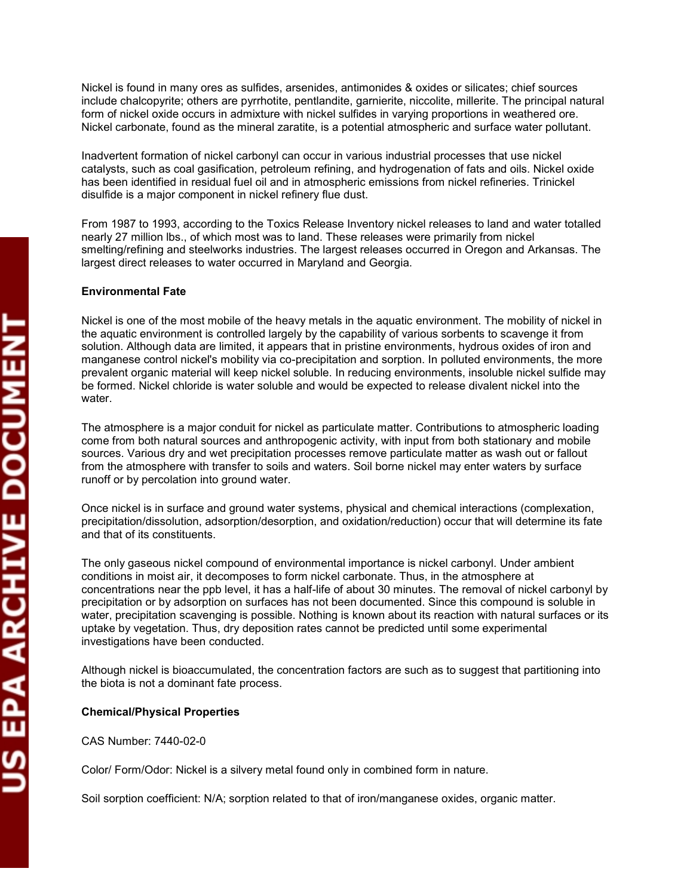Nickel is found in many ores as sulfides, arsenides, antimonides & oxides or silicates; chief sources include chalcopyrite; others are pyrrhotite, pentlandite, garnierite, niccolite, millerite. The principal natural form of nickel oxide occurs in admixture with nickel sulfides in varying proportions in weathered ore. Nickel carbonate, found as the mineral zaratite, is a potential atmospheric and surface water pollutant.

Inadvertent formation of nickel carbonyl can occur in various industrial processes that use nickel catalysts, such as coal gasification, petroleum refining, and hydrogenation of fats and oils. Nickel oxide has been identified in residual fuel oil and in atmospheric emissions from nickel refineries. Trinickel disulfide is a major component in nickel refinery flue dust.

From 1987 to 1993, according to the Toxics Release Inventory nickel releases to land and water totalled nearly 27 million lbs., of which most was to land. These releases were primarily from nickel smelting/refining and steelworks industries. The largest releases occurred in Oregon and Arkansas. The largest direct releases to water occurred in Maryland and Georgia.

**Environmental Fate**

Nickel is one of the most mobile of the heavy metals in the aquatic environment. The mobility of nickel in the aquatic environment is controlled largely by the capability of various sorbents to scavenge it from solution. Although data are limited, it appears that in pristine environments, hydrous oxides of iron and manganese control nickel's mobility via co-precipitation and sorption. In polluted environments, the more prevalent organic material will keep nickel soluble. In reducing environments, insoluble nickel sulfide may be formed. Nickel chloride is water soluble and would be expected to release divalent nickel into the water.

The atmosphere is a major conduit for nickel as particulate matter. Contributions to atmospheric loading come from both natural sources and anthropogenic activity, with input from both stationary and mobile sources. Various dry and wet precipitation processes remove particulate matter as wash out or fallout from the atmosphere with transfer to soils and waters. Soil borne nickel may enter waters by surface runoff or by percolation into ground water.

Once nickel is in surface and ground water systems, physical and chemical interactions (complexation, precipitation/dissolution, adsorption/desorption, and oxidation/reduction) occur that will determine its fate and that of its constituents.

The only gaseous nickel compound of environmental importance is nickel carbonyl. Under ambient conditions in moist air, it decomposes to form nickel carbonate. Thus, in the atmosphere at concentrations near the ppb level, it has a half-life of about 30 minutes. The removal of nickel carbonyl by precipitation or by adsorption on surfaces has not been documented. Since this compound is soluble in water, precipitation scavenging is possible. Nothing is known about its reaction with natural surfaces or its uptake by vegetation. Thus, dry deposition rates cannot be predicted until some experimental investigations have been conducted.

Although nickel is bioaccumulated, the concentration factors are such as to suggest that partitioning into the biota is not a dominant fate process.

**Chemical/Physical Properties**

CAS Number: 7440-02-0

Color/ Form/Odor: Nickel is a silvery metal found only in combined form in nature.

Soil sorption coefficient: N/A; sorption related to that of iron/manganese oxides, organic matter.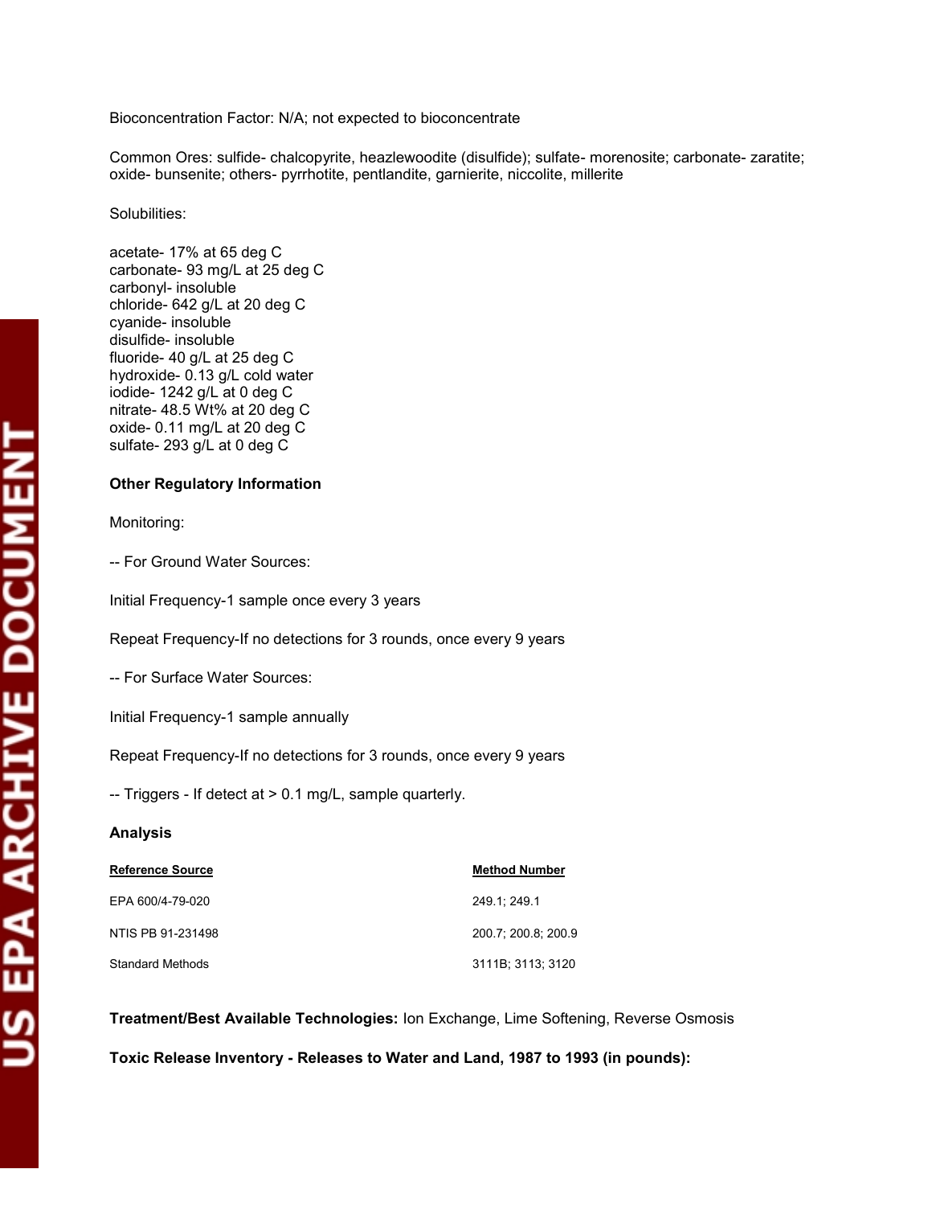Bioconcentration Factor: N/A; not expected to bioconcentrate

Common Ores: sulfide- chalcopyrite, heazlewoodite (disulfide); sulfate- morenosite; carbonate- zaratite; oxide- bunsenite; others- pyrrhotite, pentlandite, garnierite, niccolite, millerite

Solubilities:

acetate- 17% at 65 deg C
carbonate- 93 mg/L at 25 deg C
carbonyl- insoluble
chloride- 642 g/L at 20 deg C
cyanide- insoluble
disulfide- insoluble
fluoride- 40 g/L at 25 deg C
hydroxide- 0.13 g/L cold water
iodide- 1242 g/L at 0 deg C
nitrate- 48.5 Wt% at 20 deg C
oxide- 0.11 mg/L at 20 deg C
sulfate- 293 g/L at 0 deg C

**Other Regulatory Information**

Monitoring:

-- For Ground Water Sources:

Initial Frequency-1 sample once every 3 years

Repeat Frequency-If no detections for 3 rounds, once every 9 years

-- For Surface Water Sources:

Initial Frequency-1 sample annually

Repeat Frequency-If no detections for 3 rounds, once every 9 years

-- Triggers - If detect at > 0.1 mg/L, sample quarterly.

**Analysis**

| Reference Source | Method Number |
|---|---|
| EPA 600/4-79-020 | 249.1; 249.1 |
| NTIS PB 91-231498 | 200.7; 200.8; 200.9 |
| Standard Methods | 3111B; 3113; 3120 |

**Treatment/Best Available Technologies:** Ion Exchange, Lime Softening, Reverse Osmosis

**Toxic Release Inventory - Releases to Water and Land, 1987 to 1993 (in pounds):**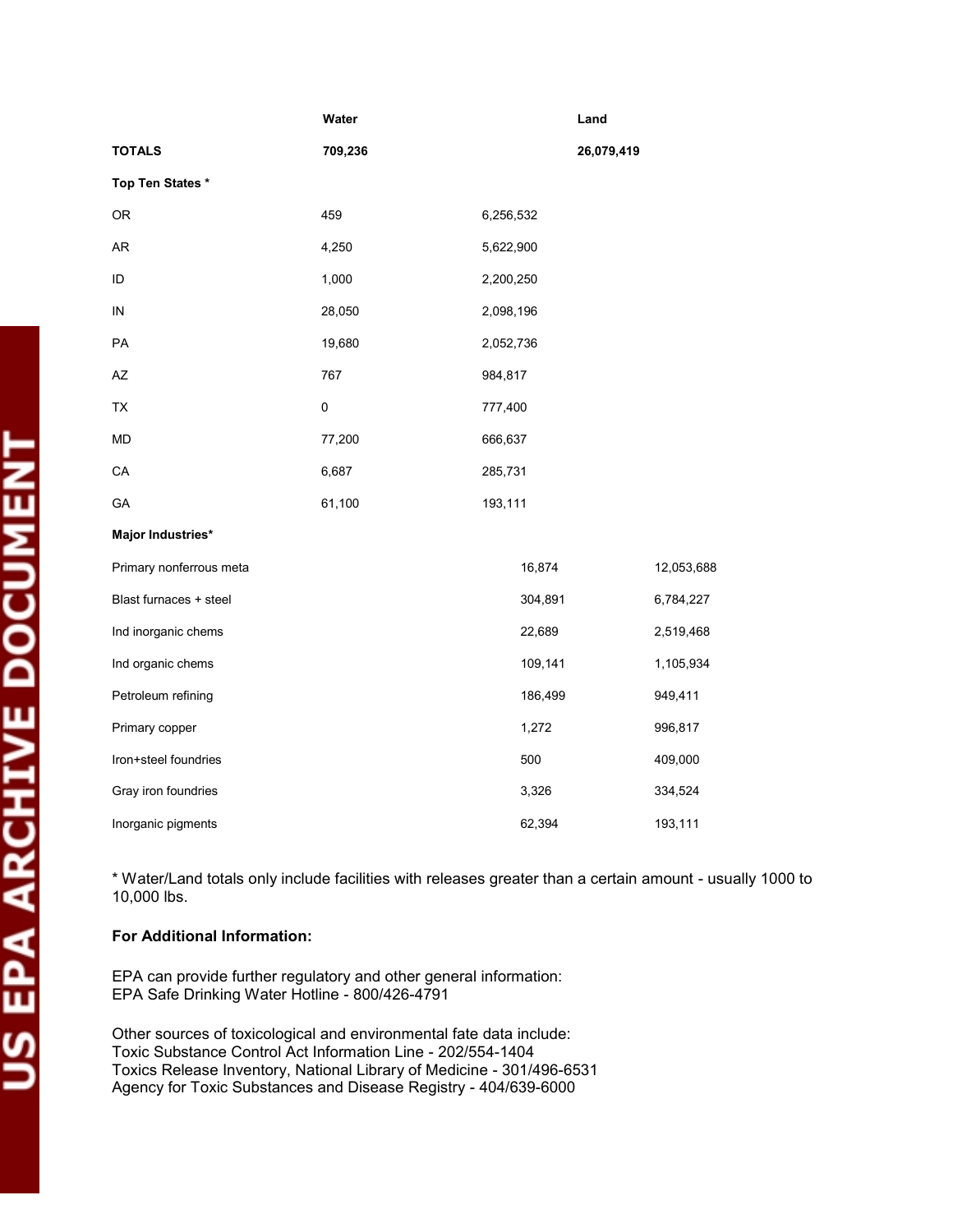| | Water | Land |
|---|---|---|
| **TOTALS** | **709,236** | **26,079,419** |
| **Top Ten States *** | | |
| OR | 459 | 6,256,532 |
| AR | 4,250 | 5,622,900 |
| ID | 1,000 | 2,200,250 |
| IN | 28,050 | 2,098,196 |
| PA | 19,680 | 2,052,736 |
| AZ | 767 | 984,817 |
| TX | 0 | 777,400 |
| MD | 77,200 | 666,637 |
| CA | 6,687 | 285,731 |
| GA | 61,100 | 193,111 |
| **Major Industries*** | | |
| Primary nonferrous meta | 16,874 | 12,053,688 |
| Blast furnaces + steel | 304,891 | 6,784,227 |
| Ind inorganic chems | 22,689 | 2,519,468 |
| Ind organic chems | 109,141 | 1,105,934 |
| Petroleum refining | 186,499 | 949,411 |
| Primary copper | 1,272 | 996,817 |
| Iron+steel foundries | 500 | 409,000 |
| Gray iron foundries | 3,326 | 334,524 |
| Inorganic pigments | 62,394 | 193,111 |

* Water/Land totals only include facilities with releases greater than a certain amount - usually 1000 to 10,000 lbs.

**For Additional Information:**

EPA can provide further regulatory and other general information:
EPA Safe Drinking Water Hotline - 800/426-4791

Other sources of toxicological and environmental fate data include:
Toxic Substance Control Act Information Line - 202/554-1404
Toxics Release Inventory, National Library of Medicine - 301/496-6531
Agency for Toxic Substances and Disease Registry - 404/639-6000